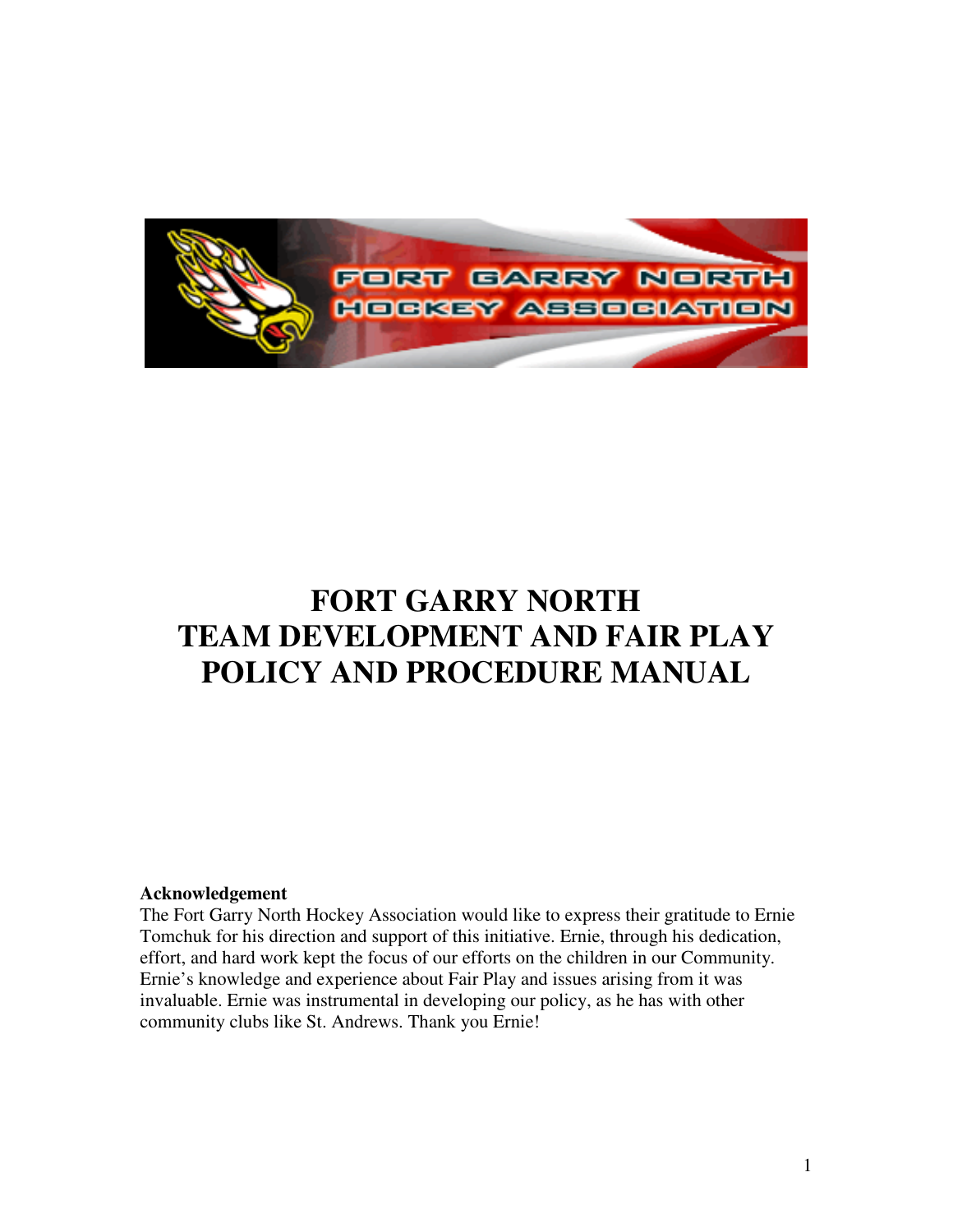# FORT GARRY NORTH
# TEAM DEVELOPMENT AND FAIR PLAY
# POLICY AND PROCEDURE MANUAL

**Acknowledgement**

The Fort Garry North Hockey Association would like to express their gratitude to Ernie Tomchuk for his direction and support of this initiative. Ernie, through his dedication, effort, and hard work kept the focus of our efforts on the children in our Community. Ernie's knowledge and experience about Fair Play and issues arising from it was invaluable. Ernie was instrumental in developing our policy, as he has with other community clubs like St. Andrews. Thank you Ernie!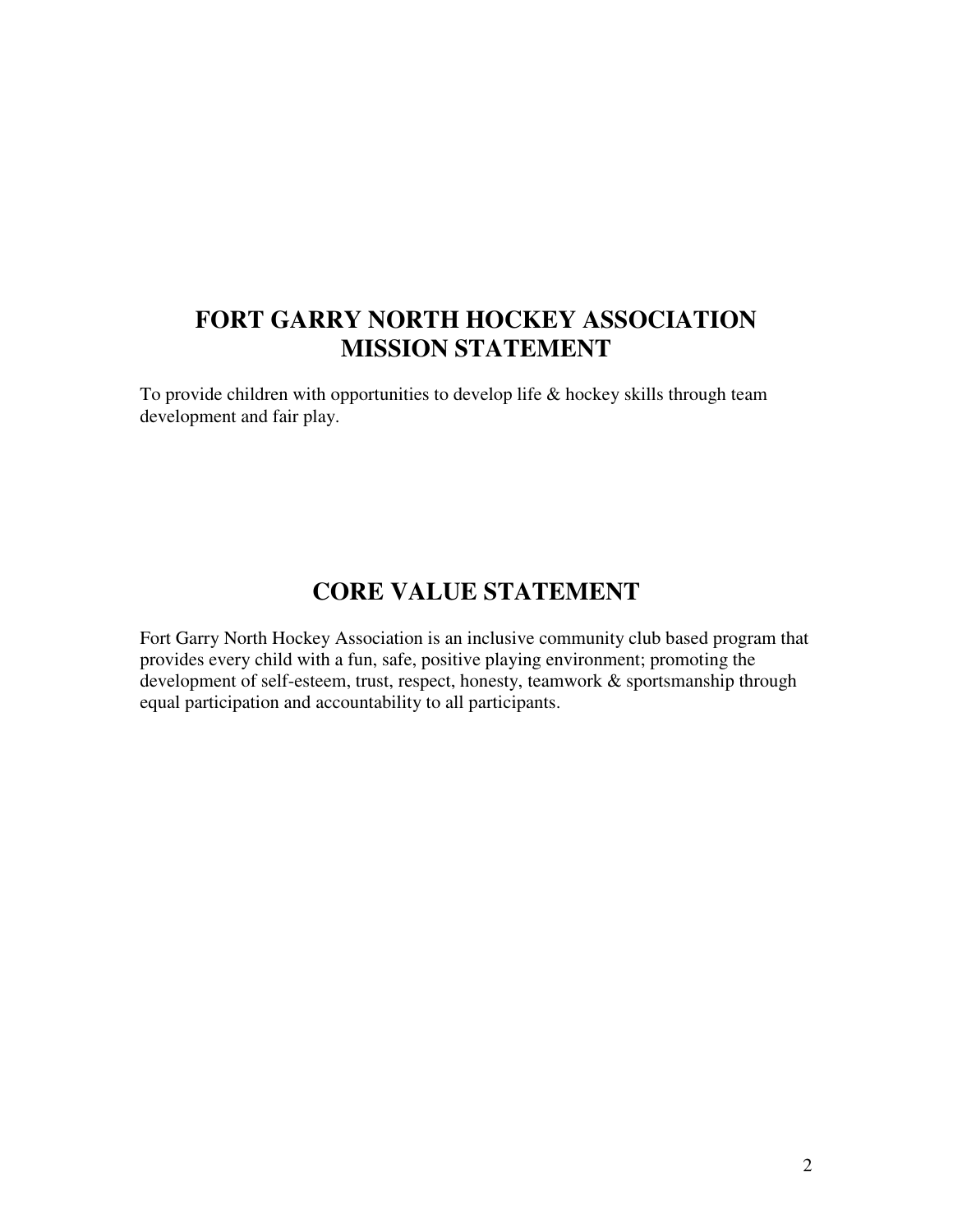# FORT GARRY NORTH HOCKEY ASSOCIATION MISSION STATEMENT

To provide children with opportunities to develop life & hockey skills through team development and fair play.

# CORE VALUE STATEMENT

Fort Garry North Hockey Association is an inclusive community club based program that provides every child with a fun, safe, positive playing environment; promoting the development of self-esteem, trust, respect, honesty, teamwork & sportsmanship through equal participation and accountability to all participants.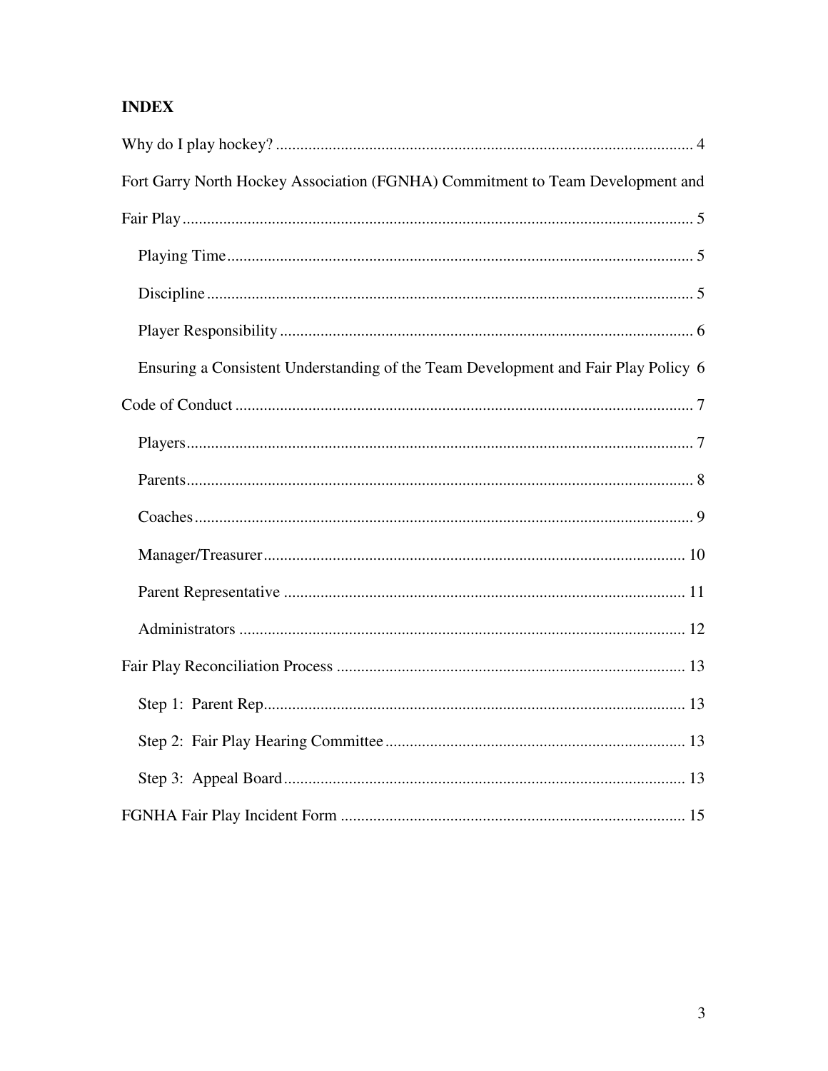# INDEX

Why do I play hockey? ....................................................................................................... 4

Fort Garry North Hockey Association (FGNHA) Commitment to Team Development and Fair Play ............................................................................................................................. 5

- Playing Time ................................................................................................................... 5
- Discipline ........................................................................................................................ 5
- Player Responsibility ...................................................................................................... 6
- Ensuring a Consistent Understanding of the Team Development and Fair Play Policy 6

Code of Conduct ................................................................................................................. 7

- Players ............................................................................................................................. 7
- Parents ............................................................................................................................. 8
- Coaches ........................................................................................................................... 9
- Manager/Treasurer ........................................................................................................ 10
- Parent Representative ................................................................................................... 11
- Administrators .............................................................................................................. 12

Fair Play Reconciliation Process ...................................................................................... 13

- Step 1: Parent Rep ........................................................................................................ 13
- Step 2: Fair Play Hearing Committee .......................................................................... 13
- Step 3: Appeal Board ................................................................................................... 13

FGNHA Fair Play Incident Form ..................................................................................... 15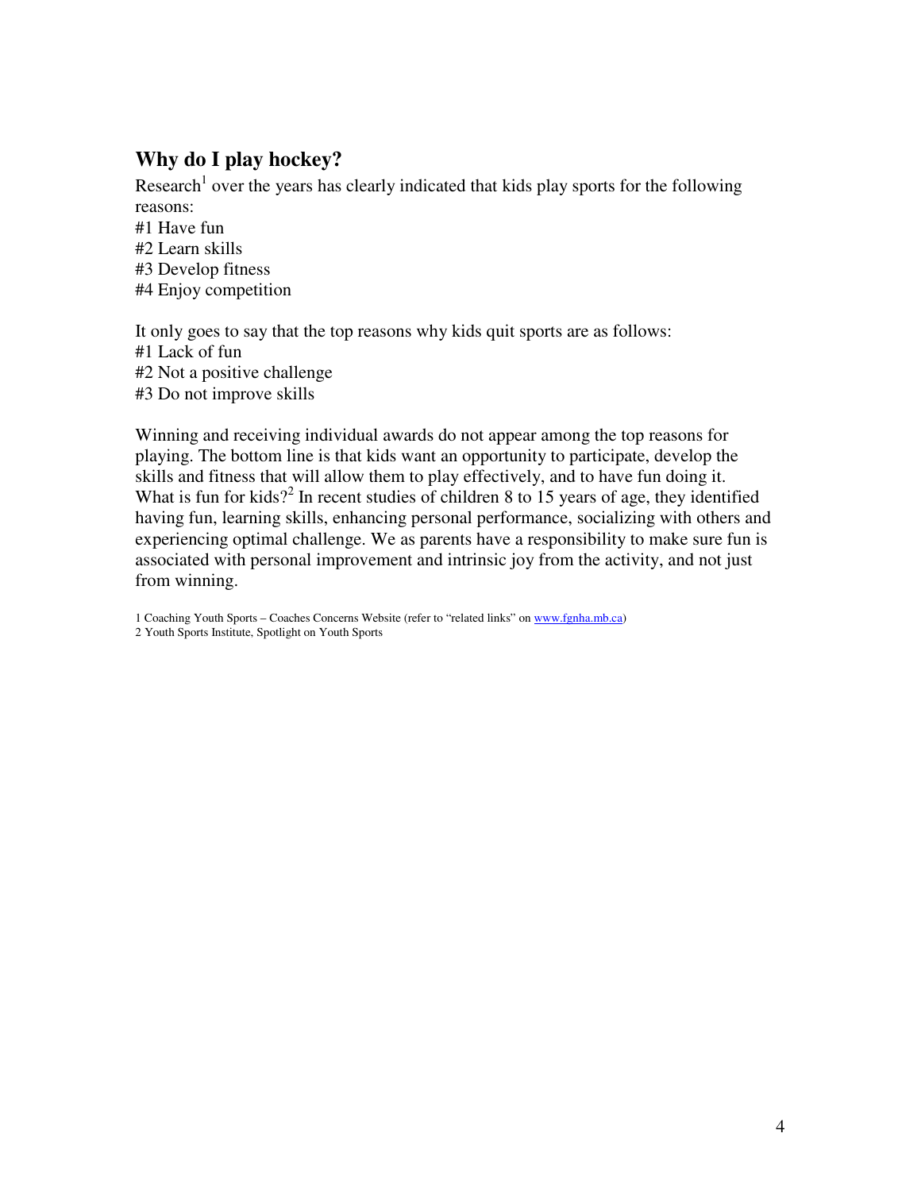## Why do I play hockey?

Research[1] over the years has clearly indicated that kids play sports for the following reasons:

#1 Have fun
#2 Learn skills
#3 Develop fitness
#4 Enjoy competition

It only goes to say that the top reasons why kids quit sports are as follows:

#1 Lack of fun
#2 Not a positive challenge
#3 Do not improve skills

Winning and receiving individual awards do not appear among the top reasons for playing. The bottom line is that kids want an opportunity to participate, develop the skills and fitness that will allow them to play effectively, and to have fun doing it. What is fun for kids?[2] In recent studies of children 8 to 15 years of age, they identified having fun, learning skills, enhancing personal performance, socializing with others and experiencing optimal challenge. We as parents have a responsibility to make sure fun is associated with personal improvement and intrinsic joy from the activity, and not just from winning.

1 Coaching Youth Sports – Coaches Concerns Website (refer to "related links" on www.fgnha.mb.ca)
2 Youth Sports Institute, Spotlight on Youth Sports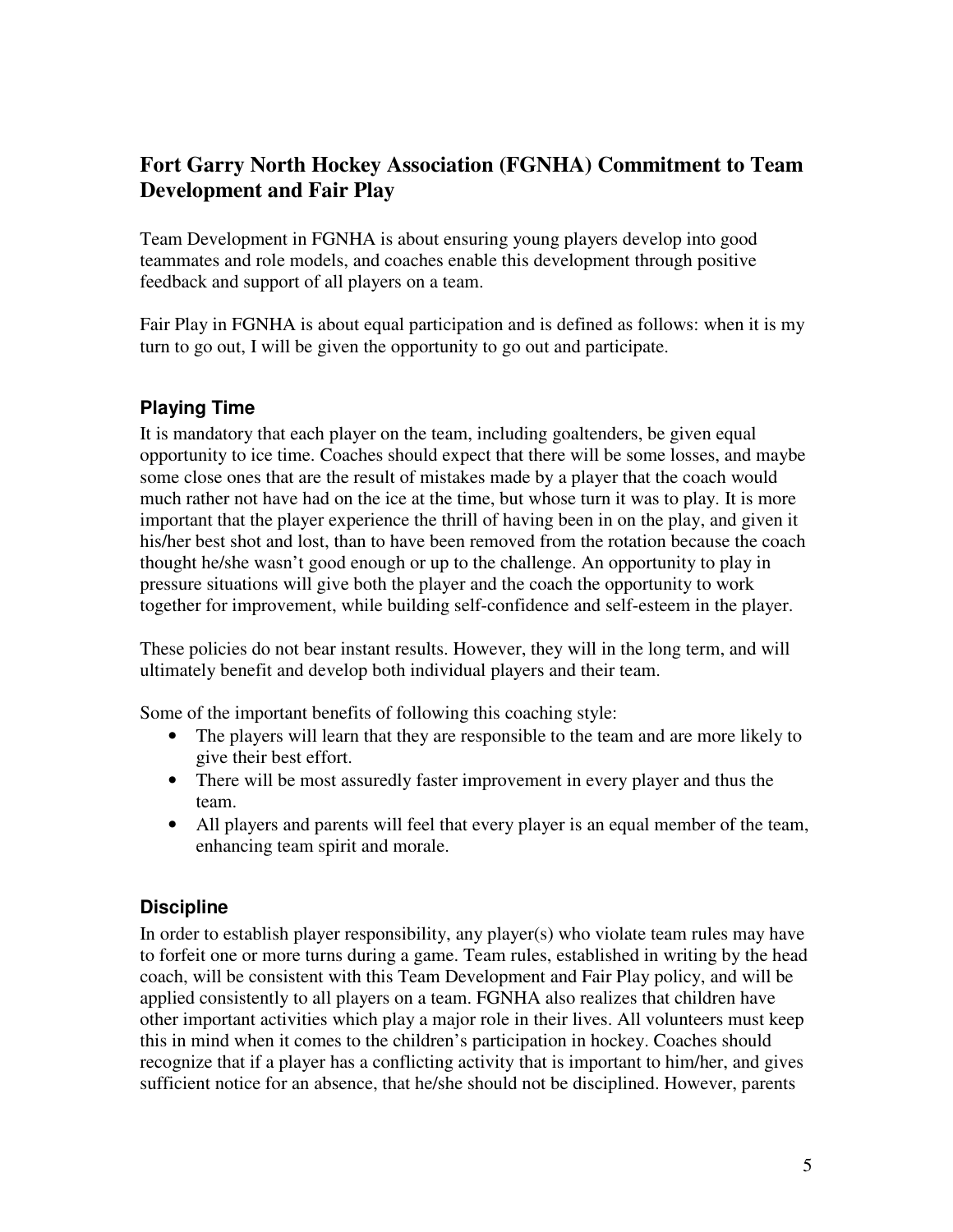## Fort Garry North Hockey Association (FGNHA) Commitment to Team Development and Fair Play

Team Development in FGNHA is about ensuring young players develop into good teammates and role models, and coaches enable this development through positive feedback and support of all players on a team.

Fair Play in FGNHA is about equal participation and is defined as follows: when it is my turn to go out, I will be given the opportunity to go out and participate.

### Playing Time

It is mandatory that each player on the team, including goaltenders, be given equal opportunity to ice time. Coaches should expect that there will be some losses, and maybe some close ones that are the result of mistakes made by a player that the coach would much rather not have had on the ice at the time, but whose turn it was to play. It is more important that the player experience the thrill of having been in on the play, and given it his/her best shot and lost, than to have been removed from the rotation because the coach thought he/she wasn't good enough or up to the challenge. An opportunity to play in pressure situations will give both the player and the coach the opportunity to work together for improvement, while building self-confidence and self-esteem in the player.

These policies do not bear instant results. However, they will in the long term, and will ultimately benefit and develop both individual players and their team.

Some of the important benefits of following this coaching style:

- The players will learn that they are responsible to the team and are more likely to give their best effort.
- There will be most assuredly faster improvement in every player and thus the team.
- All players and parents will feel that every player is an equal member of the team, enhancing team spirit and morale.

### Discipline

In order to establish player responsibility, any player(s) who violate team rules may have to forfeit one or more turns during a game. Team rules, established in writing by the head coach, will be consistent with this Team Development and Fair Play policy, and will be applied consistently to all players on a team. FGNHA also realizes that children have other important activities which play a major role in their lives. All volunteers must keep this in mind when it comes to the children's participation in hockey. Coaches should recognize that if a player has a conflicting activity that is important to him/her, and gives sufficient notice for an absence, that he/she should not be disciplined. However, parents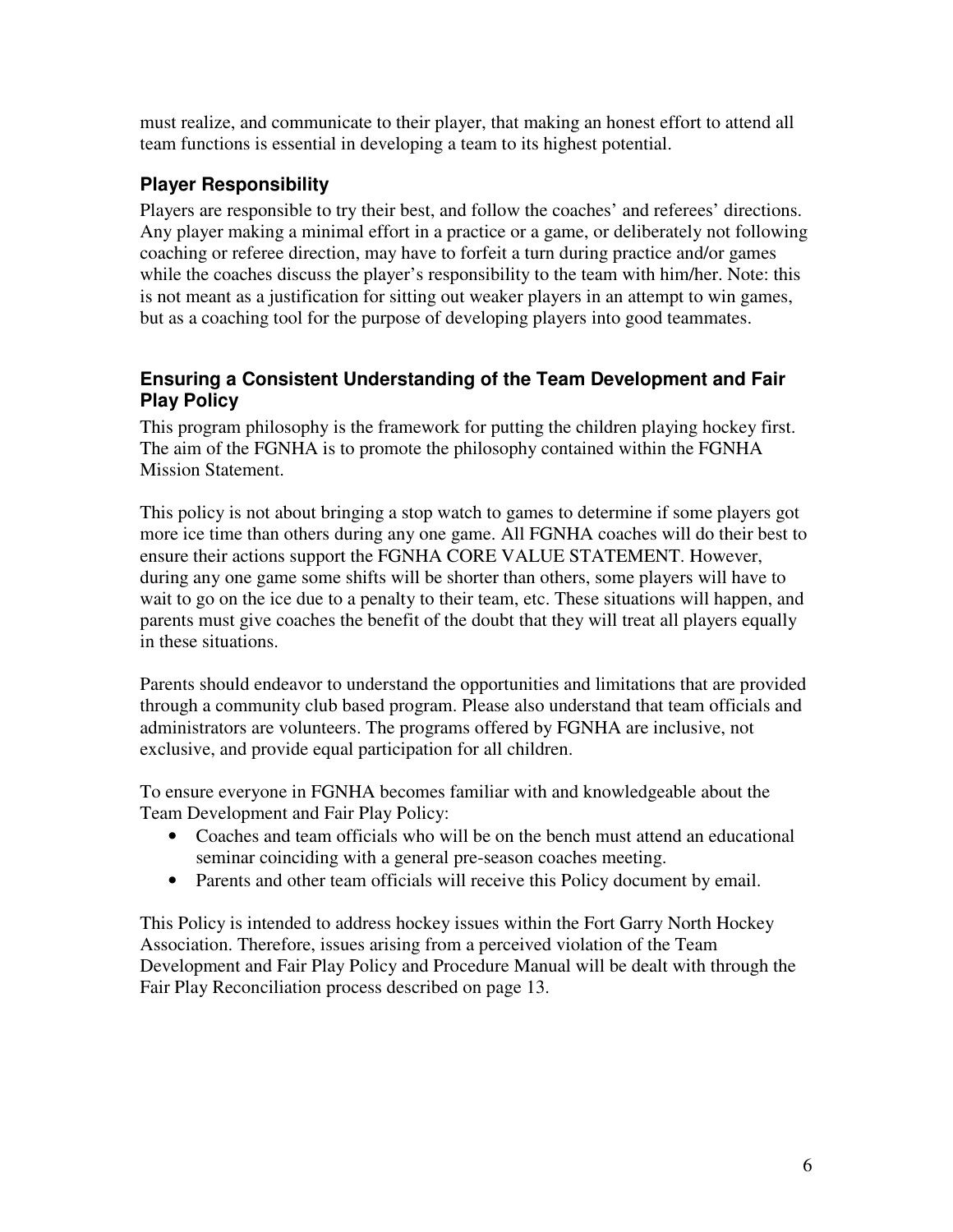must realize, and communicate to their player, that making an honest effort to attend all team functions is essential in developing a team to its highest potential.

### Player Responsibility

Players are responsible to try their best, and follow the coaches' and referees' directions. Any player making a minimal effort in a practice or a game, or deliberately not following coaching or referee direction, may have to forfeit a turn during practice and/or games while the coaches discuss the player's responsibility to the team with him/her. Note: this is not meant as a justification for sitting out weaker players in an attempt to win games, but as a coaching tool for the purpose of developing players into good teammates.

### Ensuring a Consistent Understanding of the Team Development and Fair Play Policy

This program philosophy is the framework for putting the children playing hockey first. The aim of the FGNHA is to promote the philosophy contained within the FGNHA Mission Statement.

This policy is not about bringing a stop watch to games to determine if some players got more ice time than others during any one game. All FGNHA coaches will do their best to ensure their actions support the FGNHA CORE VALUE STATEMENT. However, during any one game some shifts will be shorter than others, some players will have to wait to go on the ice due to a penalty to their team, etc. These situations will happen, and parents must give coaches the benefit of the doubt that they will treat all players equally in these situations.

Parents should endeavor to understand the opportunities and limitations that are provided through a community club based program. Please also understand that team officials and administrators are volunteers. The programs offered by FGNHA are inclusive, not exclusive, and provide equal participation for all children.

To ensure everyone in FGNHA becomes familiar with and knowledgeable about the Team Development and Fair Play Policy:

- Coaches and team officials who will be on the bench must attend an educational seminar coinciding with a general pre-season coaches meeting.
- Parents and other team officials will receive this Policy document by email.

This Policy is intended to address hockey issues within the Fort Garry North Hockey Association. Therefore, issues arising from a perceived violation of the Team Development and Fair Play Policy and Procedure Manual will be dealt with through the Fair Play Reconciliation process described on page 13.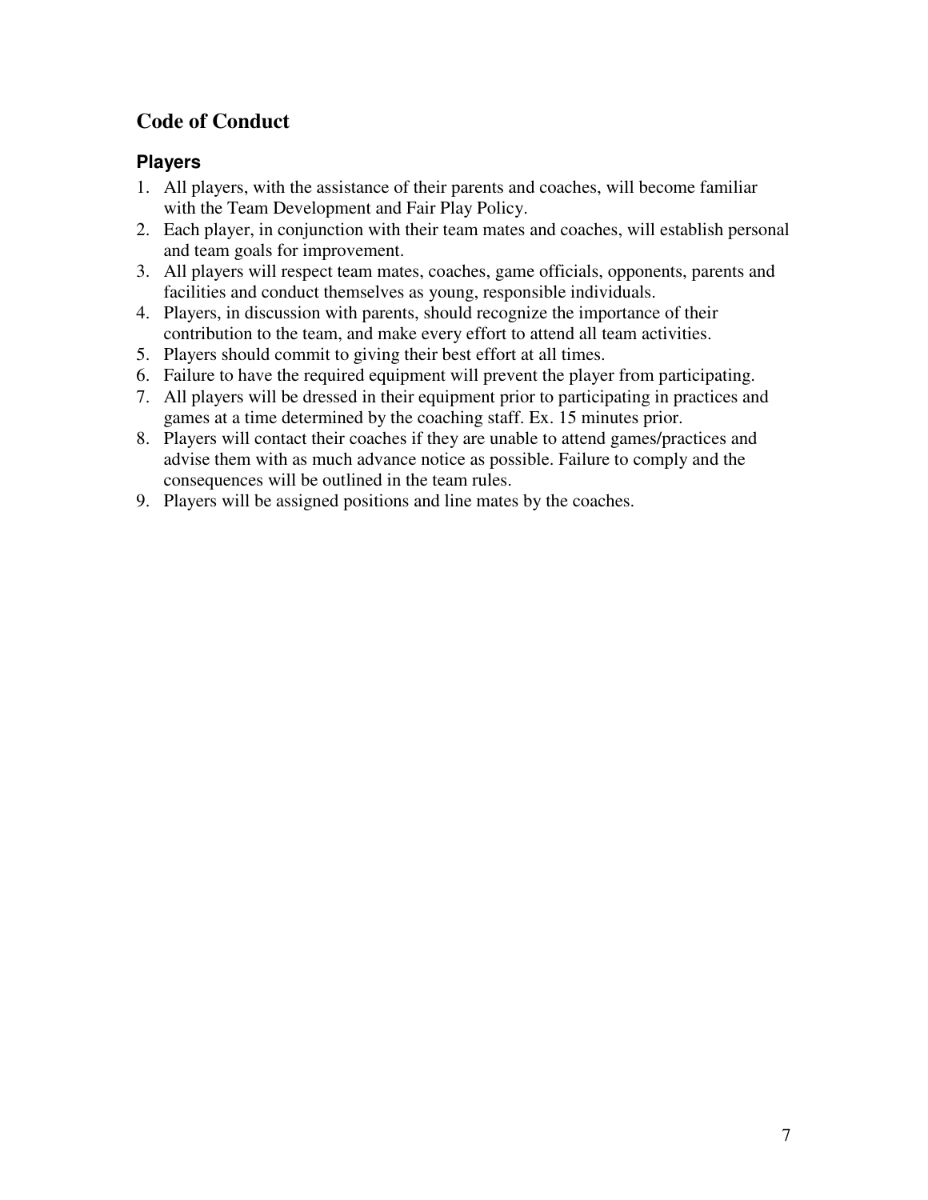## Code of Conduct

### Players

1. All players, with the assistance of their parents and coaches, will become familiar with the Team Development and Fair Play Policy.
2. Each player, in conjunction with their team mates and coaches, will establish personal and team goals for improvement.
3. All players will respect team mates, coaches, game officials, opponents, parents and facilities and conduct themselves as young, responsible individuals.
4. Players, in discussion with parents, should recognize the importance of their contribution to the team, and make every effort to attend all team activities.
5. Players should commit to giving their best effort at all times.
6. Failure to have the required equipment will prevent the player from participating.
7. All players will be dressed in their equipment prior to participating in practices and games at a time determined by the coaching staff. Ex. 15 minutes prior.
8. Players will contact their coaches if they are unable to attend games/practices and advise them with as much advance notice as possible. Failure to comply and the consequences will be outlined in the team rules.
9. Players will be assigned positions and line mates by the coaches.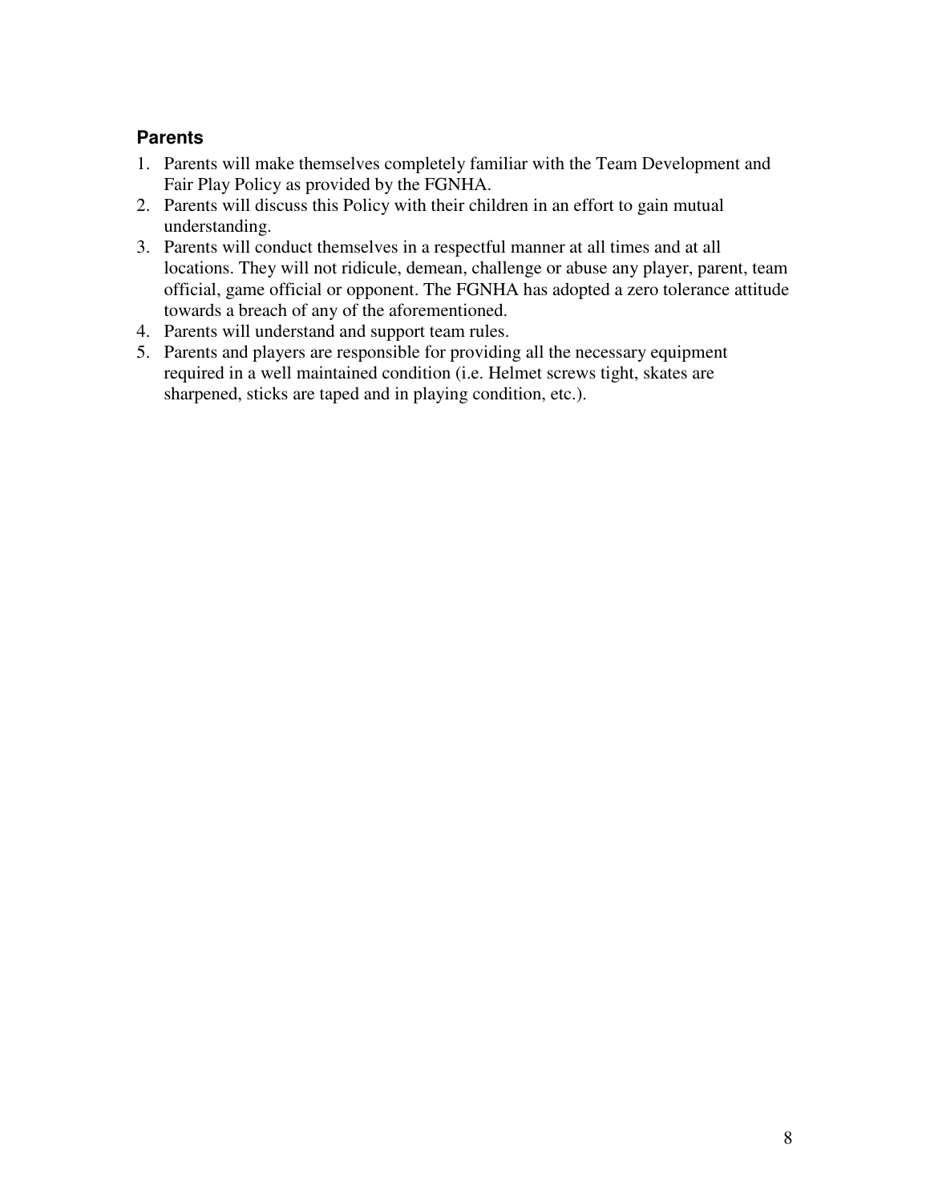## Parents

1. Parents will make themselves completely familiar with the Team Development and Fair Play Policy as provided by the FGNHA.
2. Parents will discuss this Policy with their children in an effort to gain mutual understanding.
3. Parents will conduct themselves in a respectful manner at all times and at all locations. They will not ridicule, demean, challenge or abuse any player, parent, team official, game official or opponent. The FGNHA has adopted a zero tolerance attitude towards a breach of any of the aforementioned.
4. Parents will understand and support team rules.
5. Parents and players are responsible for providing all the necessary equipment required in a well maintained condition (i.e. Helmet screws tight, skates are sharpened, sticks are taped and in playing condition, etc.).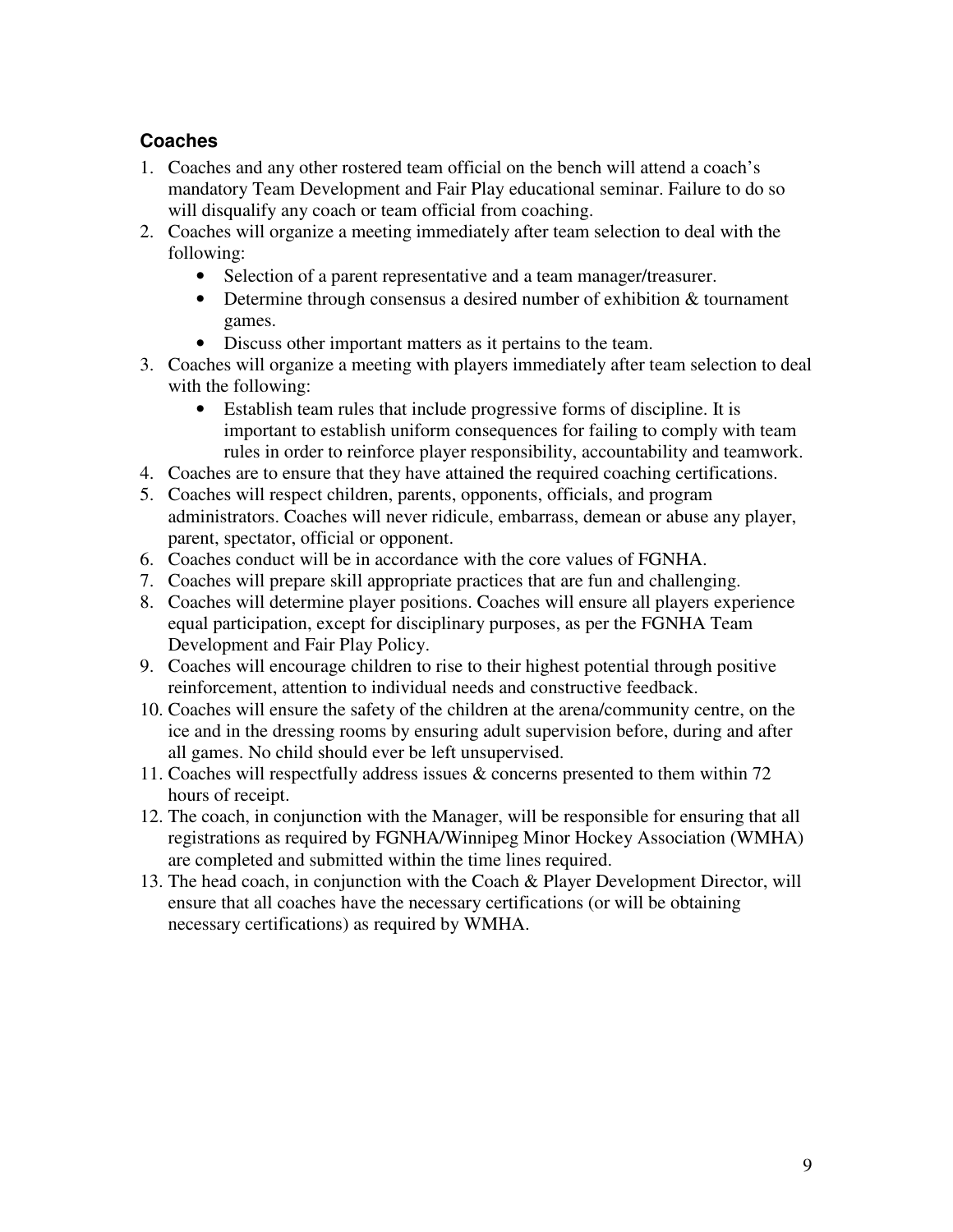## Coaches

1. Coaches and any other rostered team official on the bench will attend a coach's mandatory Team Development and Fair Play educational seminar. Failure to do so will disqualify any coach or team official from coaching.
2. Coaches will organize a meeting immediately after team selection to deal with the following:
   - Selection of a parent representative and a team manager/treasurer.
   - Determine through consensus a desired number of exhibition & tournament games.
   - Discuss other important matters as it pertains to the team.
3. Coaches will organize a meeting with players immediately after team selection to deal with the following:
   - Establish team rules that include progressive forms of discipline. It is important to establish uniform consequences for failing to comply with team rules in order to reinforce player responsibility, accountability and teamwork.
4. Coaches are to ensure that they have attained the required coaching certifications.
5. Coaches will respect children, parents, opponents, officials, and program administrators. Coaches will never ridicule, embarrass, demean or abuse any player, parent, spectator, official or opponent.
6. Coaches conduct will be in accordance with the core values of FGNHA.
7. Coaches will prepare skill appropriate practices that are fun and challenging.
8. Coaches will determine player positions. Coaches will ensure all players experience equal participation, except for disciplinary purposes, as per the FGNHA Team Development and Fair Play Policy.
9. Coaches will encourage children to rise to their highest potential through positive reinforcement, attention to individual needs and constructive feedback.
10. Coaches will ensure the safety of the children at the arena/community centre, on the ice and in the dressing rooms by ensuring adult supervision before, during and after all games. No child should ever be left unsupervised.
11. Coaches will respectfully address issues & concerns presented to them within 72 hours of receipt.
12. The coach, in conjunction with the Manager, will be responsible for ensuring that all registrations as required by FGNHA/Winnipeg Minor Hockey Association (WMHA) are completed and submitted within the time lines required.
13. The head coach, in conjunction with the Coach & Player Development Director, will ensure that all coaches have the necessary certifications (or will be obtaining necessary certifications) as required by WMHA.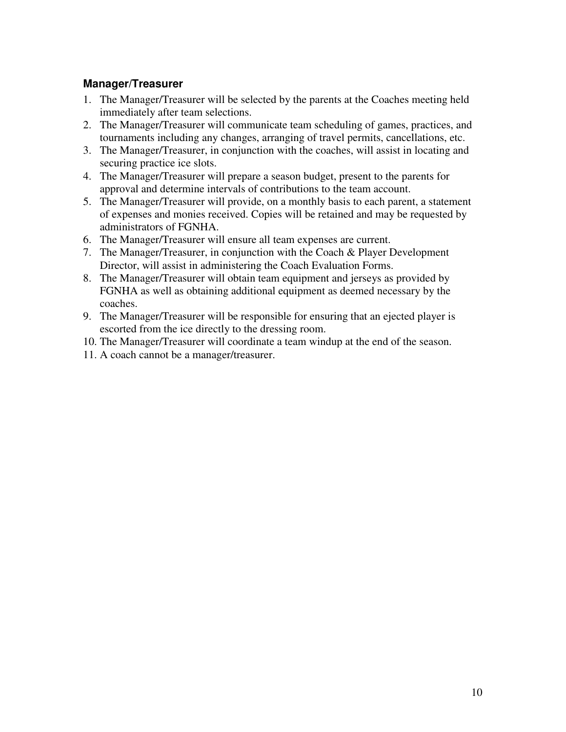## Manager/Treasurer

1. The Manager/Treasurer will be selected by the parents at the Coaches meeting held immediately after team selections.
2. The Manager/Treasurer will communicate team scheduling of games, practices, and tournaments including any changes, arranging of travel permits, cancellations, etc.
3. The Manager/Treasurer, in conjunction with the coaches, will assist in locating and securing practice ice slots.
4. The Manager/Treasurer will prepare a season budget, present to the parents for approval and determine intervals of contributions to the team account.
5. The Manager/Treasurer will provide, on a monthly basis to each parent, a statement of expenses and monies received. Copies will be retained and may be requested by administrators of FGNHA.
6. The Manager/Treasurer will ensure all team expenses are current.
7. The Manager/Treasurer, in conjunction with the Coach & Player Development Director, will assist in administering the Coach Evaluation Forms.
8. The Manager/Treasurer will obtain team equipment and jerseys as provided by FGNHA as well as obtaining additional equipment as deemed necessary by the coaches.
9. The Manager/Treasurer will be responsible for ensuring that an ejected player is escorted from the ice directly to the dressing room.
10. The Manager/Treasurer will coordinate a team windup at the end of the season.
11. A coach cannot be a manager/treasurer.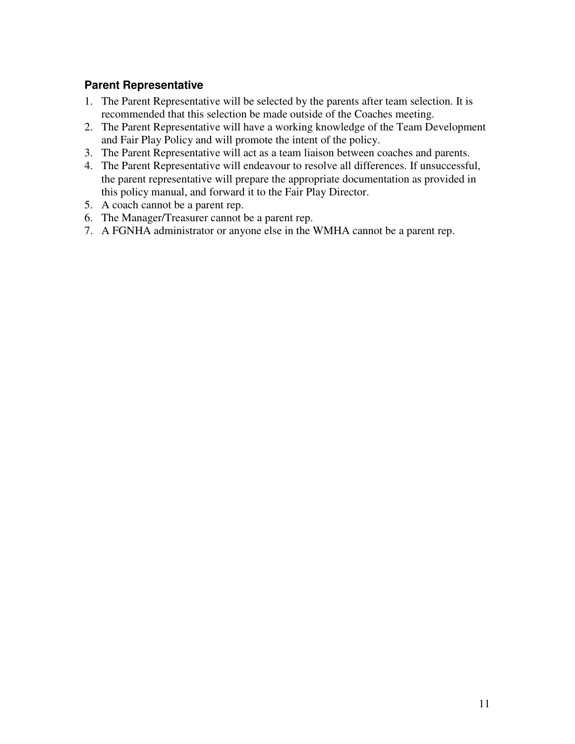### Parent Representative

1. The Parent Representative will be selected by the parents after team selection. It is recommended that this selection be made outside of the Coaches meeting.
2. The Parent Representative will have a working knowledge of the Team Development and Fair Play Policy and will promote the intent of the policy.
3. The Parent Representative will act as a team liaison between coaches and parents.
4. The Parent Representative will endeavour to resolve all differences. If unsuccessful, the parent representative will prepare the appropriate documentation as provided in this policy manual, and forward it to the Fair Play Director.
5. A coach cannot be a parent rep.
6. The Manager/Treasurer cannot be a parent rep.
7. A FGNHA administrator or anyone else in the WMHA cannot be a parent rep.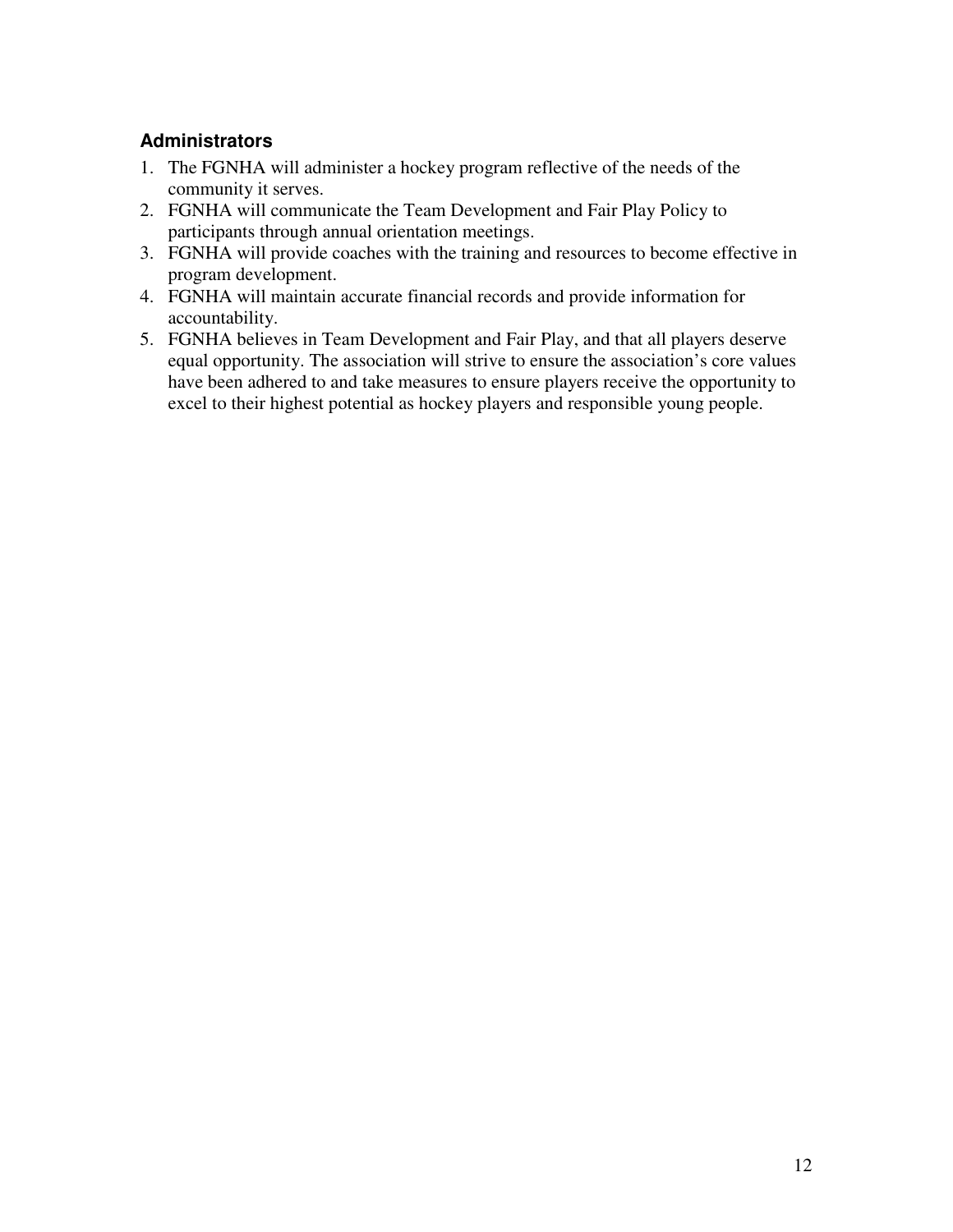### Administrators

1. The FGNHA will administer a hockey program reflective of the needs of the community it serves.
2. FGNHA will communicate the Team Development and Fair Play Policy to participants through annual orientation meetings.
3. FGNHA will provide coaches with the training and resources to become effective in program development.
4. FGNHA will maintain accurate financial records and provide information for accountability.
5. FGNHA believes in Team Development and Fair Play, and that all players deserve equal opportunity. The association will strive to ensure the association's core values have been adhered to and take measures to ensure players receive the opportunity to excel to their highest potential as hockey players and responsible young people.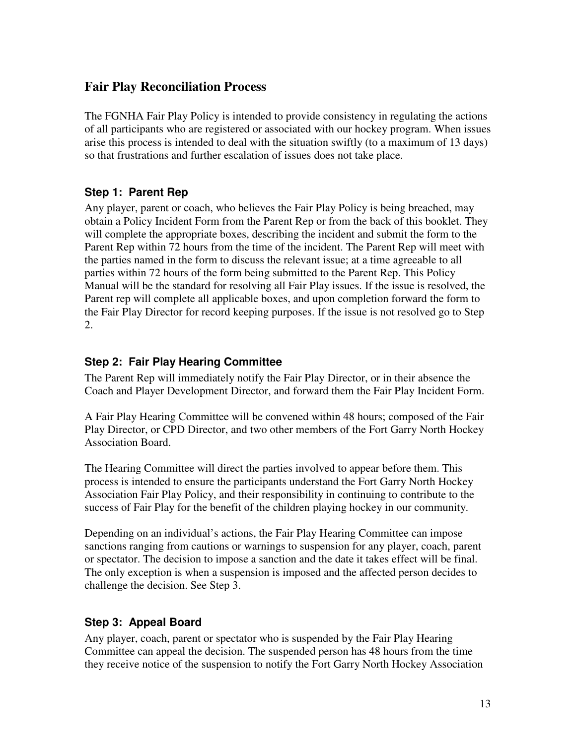## Fair Play Reconciliation Process

The FGNHA Fair Play Policy is intended to provide consistency in regulating the actions of all participants who are registered or associated with our hockey program. When issues arise this process is intended to deal with the situation swiftly (to a maximum of 13 days) so that frustrations and further escalation of issues does not take place.

### Step 1: Parent Rep

Any player, parent or coach, who believes the Fair Play Policy is being breached, may obtain a Policy Incident Form from the Parent Rep or from the back of this booklet. They will complete the appropriate boxes, describing the incident and submit the form to the Parent Rep within 72 hours from the time of the incident. The Parent Rep will meet with the parties named in the form to discuss the relevant issue; at a time agreeable to all parties within 72 hours of the form being submitted to the Parent Rep. This Policy Manual will be the standard for resolving all Fair Play issues. If the issue is resolved, the Parent rep will complete all applicable boxes, and upon completion forward the form to the Fair Play Director for record keeping purposes. If the issue is not resolved go to Step 2.

### Step 2: Fair Play Hearing Committee

The Parent Rep will immediately notify the Fair Play Director, or in their absence the Coach and Player Development Director, and forward them the Fair Play Incident Form.

A Fair Play Hearing Committee will be convened within 48 hours; composed of the Fair Play Director, or CPD Director, and two other members of the Fort Garry North Hockey Association Board.

The Hearing Committee will direct the parties involved to appear before them. This process is intended to ensure the participants understand the Fort Garry North Hockey Association Fair Play Policy, and their responsibility in continuing to contribute to the success of Fair Play for the benefit of the children playing hockey in our community.

Depending on an individual's actions, the Fair Play Hearing Committee can impose sanctions ranging from cautions or warnings to suspension for any player, coach, parent or spectator. The decision to impose a sanction and the date it takes effect will be final. The only exception is when a suspension is imposed and the affected person decides to challenge the decision. See Step 3.

### Step 3: Appeal Board

Any player, coach, parent or spectator who is suspended by the Fair Play Hearing Committee can appeal the decision. The suspended person has 48 hours from the time they receive notice of the suspension to notify the Fort Garry North Hockey Association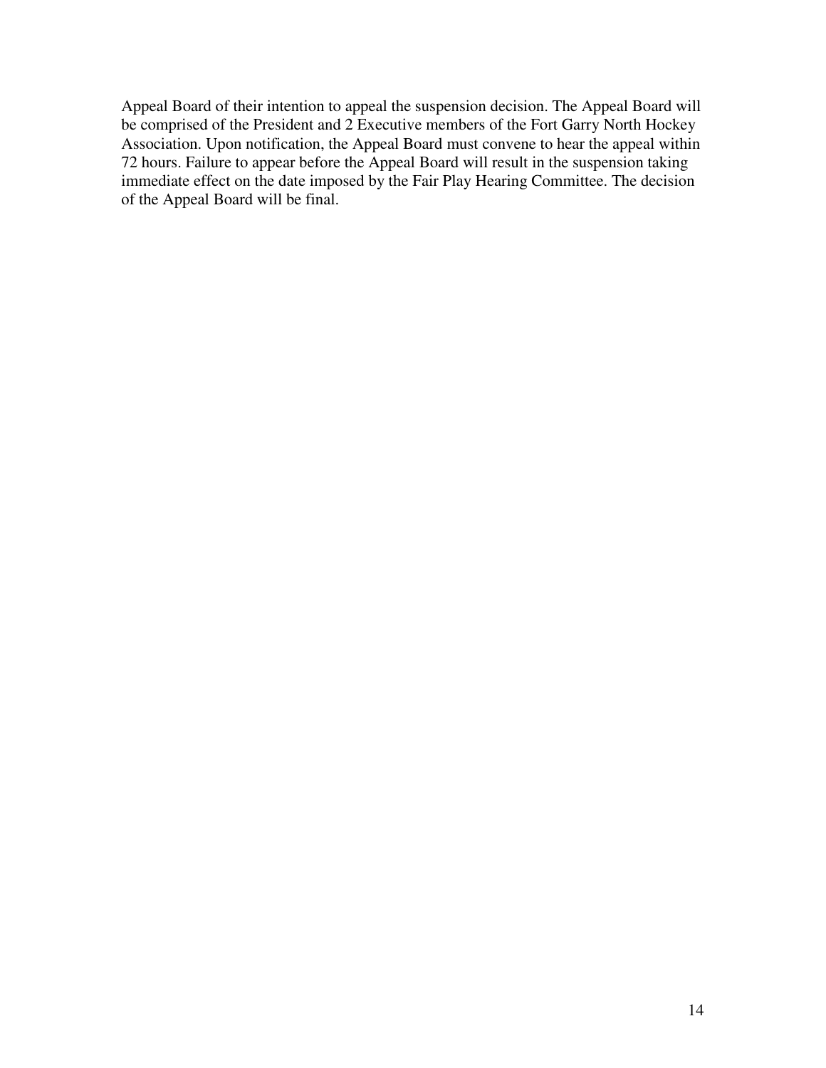Appeal Board of their intention to appeal the suspension decision. The Appeal Board will be comprised of the President and 2 Executive members of the Fort Garry North Hockey Association. Upon notification, the Appeal Board must convene to hear the appeal within 72 hours. Failure to appear before the Appeal Board will result in the suspension taking immediate effect on the date imposed by the Fair Play Hearing Committee. The decision of the Appeal Board will be final.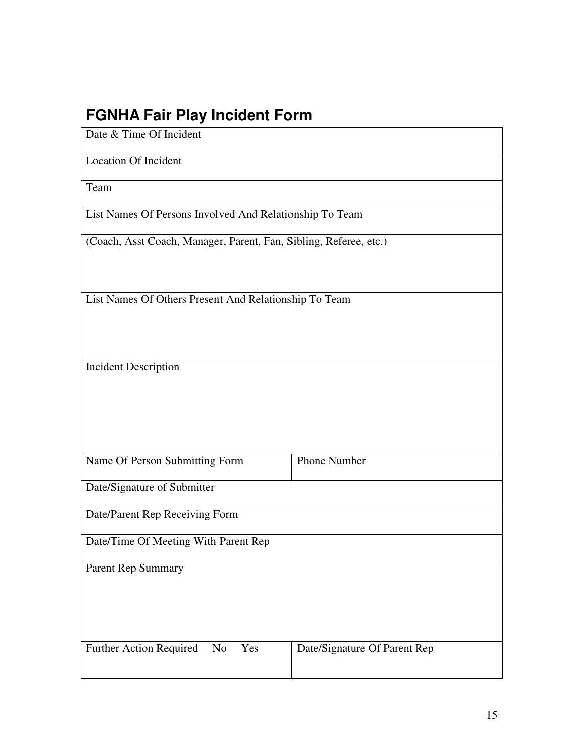## FGNHA Fair Play Incident Form

| Date & Time Of Incident | |
|---|---|
| Location Of Incident | |
| Team | |
| List Names Of Persons Involved And Relationship To Team | |
| (Coach, Asst Coach, Manager, Parent, Fan, Sibling, Referee, etc.) | |
| List Names Of Others Present And Relationship To Team | |
| Incident Description | |
| Name Of Person Submitting Form | Phone Number |
| Date/Signature of Submitter | |
| Date/Parent Rep Receiving Form | |
| Date/Time Of Meeting With Parent Rep | |
| Parent Rep Summary | |
| Further Action Required No Yes | Date/Signature Of Parent Rep |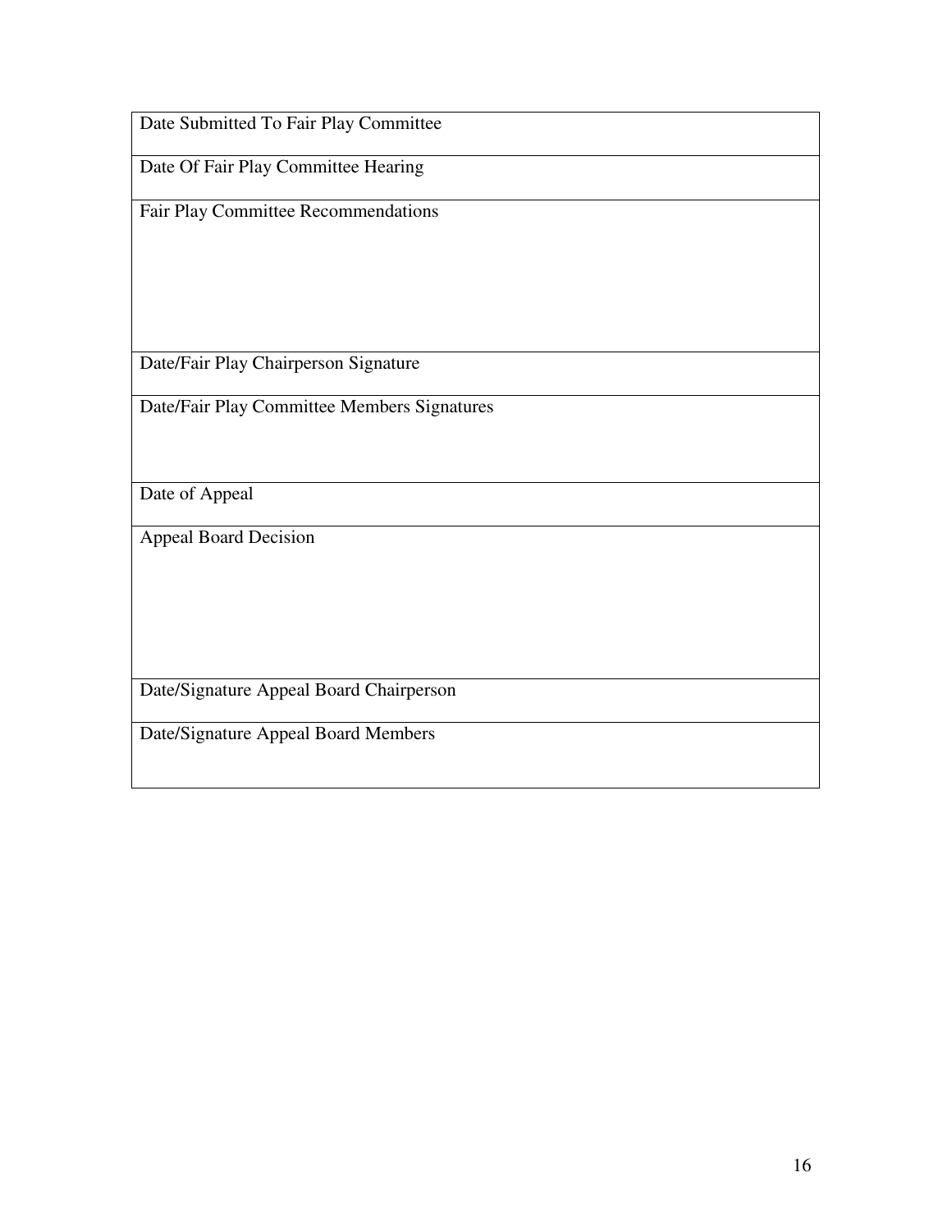| |
|---|
| Date Submitted To Fair Play Committee |
| Date Of Fair Play Committee Hearing |
| Fair Play Committee Recommendations |
| Date/Fair Play Chairperson Signature |
| Date/Fair Play Committee Members Signatures |
| Date of Appeal |
| Appeal Board Decision |
| Date/Signature Appeal Board Chairperson |
| Date/Signature Appeal Board Members |